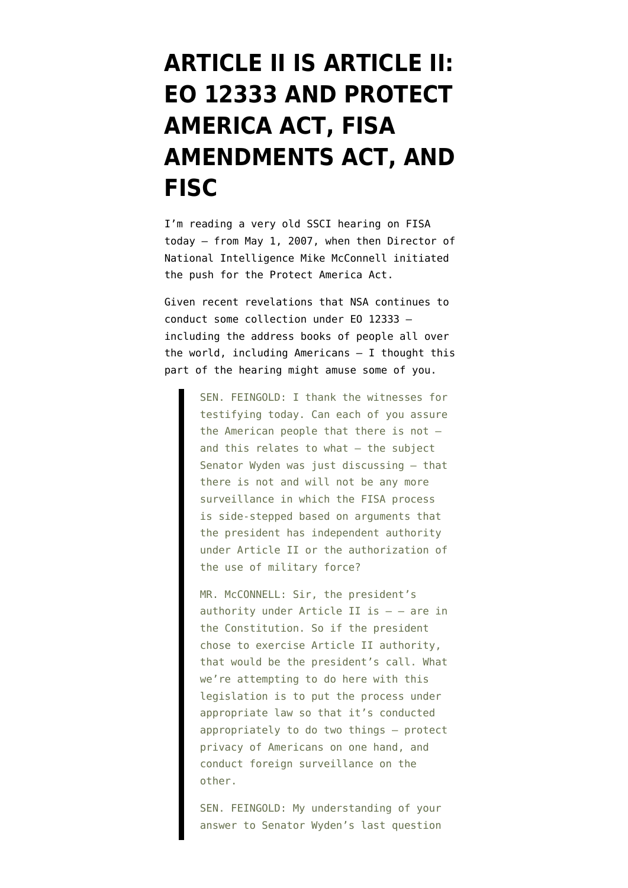# ARTICLE II IS ARTICLE II: EO 12333 AND PROTECT AMERICA ACT, FISA AMENDMENTS ACT, AND FISC

I'm reading a very old SSCI hearing on FISA today — from May 1, 2007, when then Director of National Intelligence Mike McConnell initiated the push for the Protect America Act.

Given recent revelations that NSA continues to conduct some collection under EO 12333 — including the address books of people all over the world, including Americans — I thought this part of the hearing might amuse some of you.

> SEN. FEINGOLD: I thank the witnesses for testifying today. Can each of you assure the American people that there is not — and this relates to what — the subject Senator Wyden was just discussing — that there is not and will not be any more surveillance in which the FISA process is side-stepped based on arguments that the president has independent authority under Article II or the authorization of the use of military force?
>
> MR. McCONNELL: Sir, the president's authority under Article II is — — are in the Constitution. So if the president chose to exercise Article II authority, that would be the president's call. What we're attempting to do here with this legislation is to put the process under appropriate law so that it's conducted appropriately to do two things — protect privacy of Americans on one hand, and conduct foreign surveillance on the other.
>
> SEN. FEINGOLD: My understanding of your answer to Senator Wyden's last question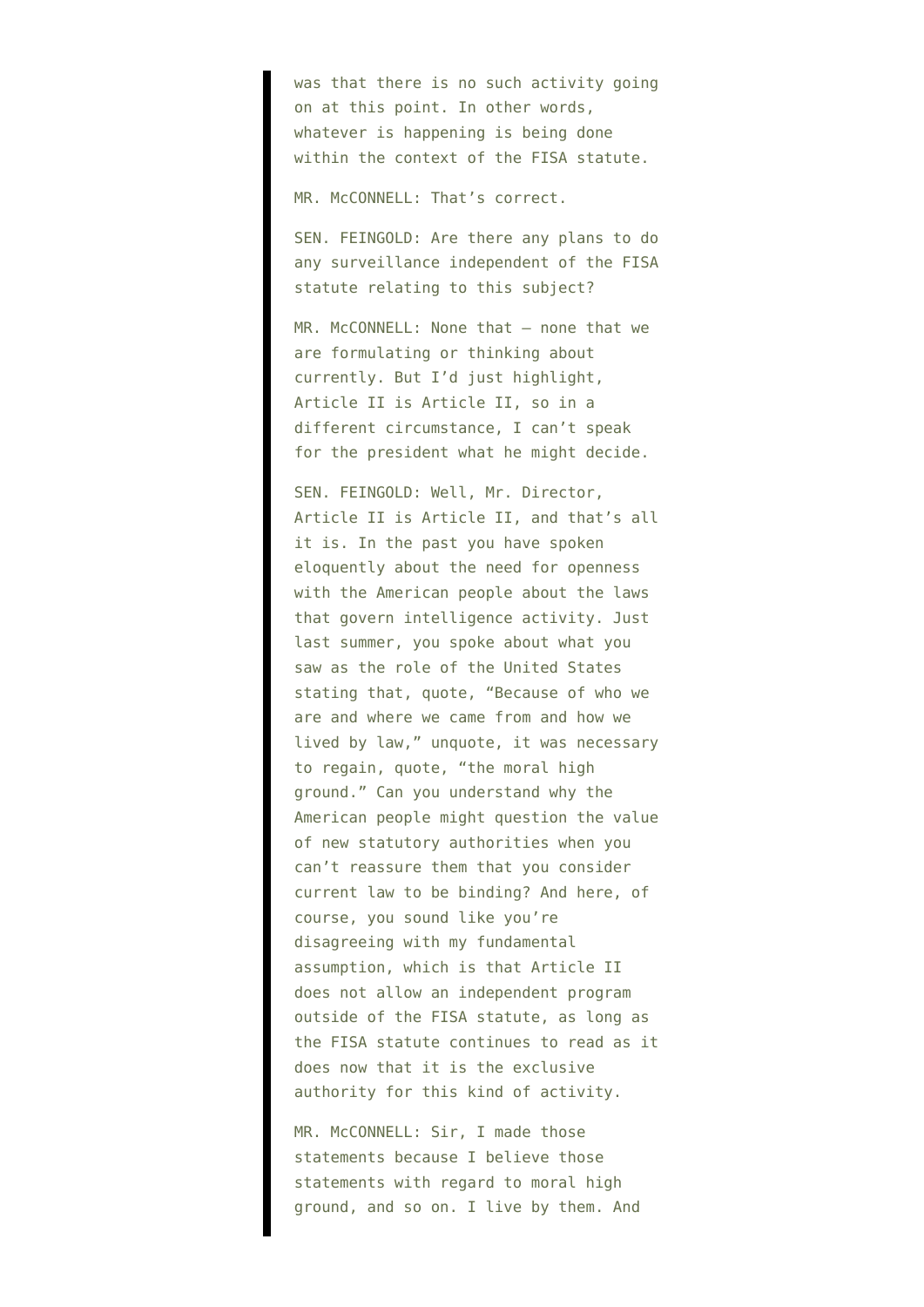was that there is no such activity going on at this point. In other words, whatever is happening is being done within the context of the FISA statute.

MR. McCONNELL: That's correct.

SEN. FEINGOLD: Are there any plans to do any surveillance independent of the FISA statute relating to this subject?

MR. McCONNELL: None that — none that we are formulating or thinking about currently. But I'd just highlight, Article II is Article II, so in a different circumstance, I can't speak for the president what he might decide.

SEN. FEINGOLD: Well, Mr. Director, Article II is Article II, and that's all it is. In the past you have spoken eloquently about the need for openness with the American people about the laws that govern intelligence activity. Just last summer, you spoke about what you saw as the role of the United States stating that, quote, "Because of who we are and where we came from and how we lived by law," unquote, it was necessary to regain, quote, "the moral high ground." Can you understand why the American people might question the value of new statutory authorities when you can't reassure them that you consider current law to be binding? And here, of course, you sound like you're disagreeing with my fundamental assumption, which is that Article II does not allow an independent program outside of the FISA statute, as long as the FISA statute continues to read as it does now that it is the exclusive authority for this kind of activity.

MR. McCONNELL: Sir, I made those statements because I believe those statements with regard to moral high ground, and so on. I live by them. And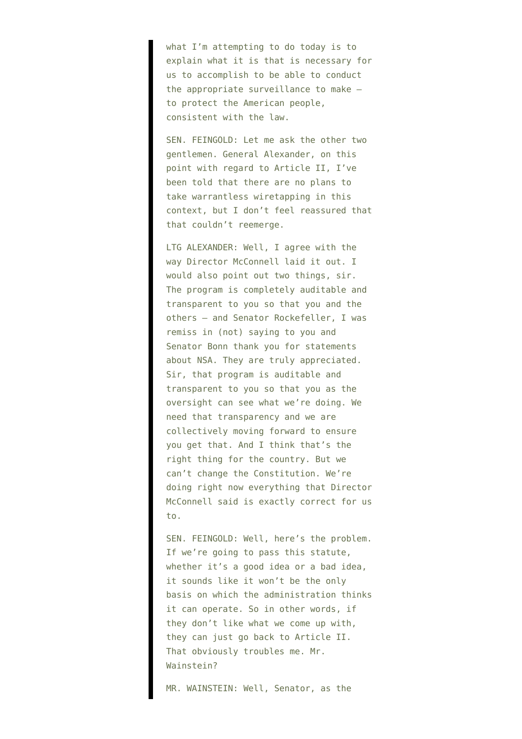what I'm attempting to do today is to explain what it is that is necessary for us to accomplish to be able to conduct the appropriate surveillance to make — to protect the American people, consistent with the law.

SEN. FEINGOLD: Let me ask the other two gentlemen. General Alexander, on this point with regard to Article II, I've been told that there are no plans to take warrantless wiretapping in this context, but I don't feel reassured that that couldn't reemerge.

LTG ALEXANDER: Well, I agree with the way Director McConnell laid it out. I would also point out two things, sir. The program is completely auditable and transparent to you so that you and the others — and Senator Rockefeller, I was remiss in (not) saying to you and Senator Bonn thank you for statements about NSA. They are truly appreciated. Sir, that program is auditable and transparent to you so that you as the oversight can see what we're doing. We need that transparency and we are collectively moving forward to ensure you get that. And I think that's the right thing for the country. But we can't change the Constitution. We're doing right now everything that Director McConnell said is exactly correct for us to.

SEN. FEINGOLD: Well, here's the problem. If we're going to pass this statute, whether it's a good idea or a bad idea, it sounds like it won't be the only basis on which the administration thinks it can operate. So in other words, if they don't like what we come up with, they can just go back to Article II. That obviously troubles me. Mr. Wainstein?

MR. WAINSTEIN: Well, Senator, as the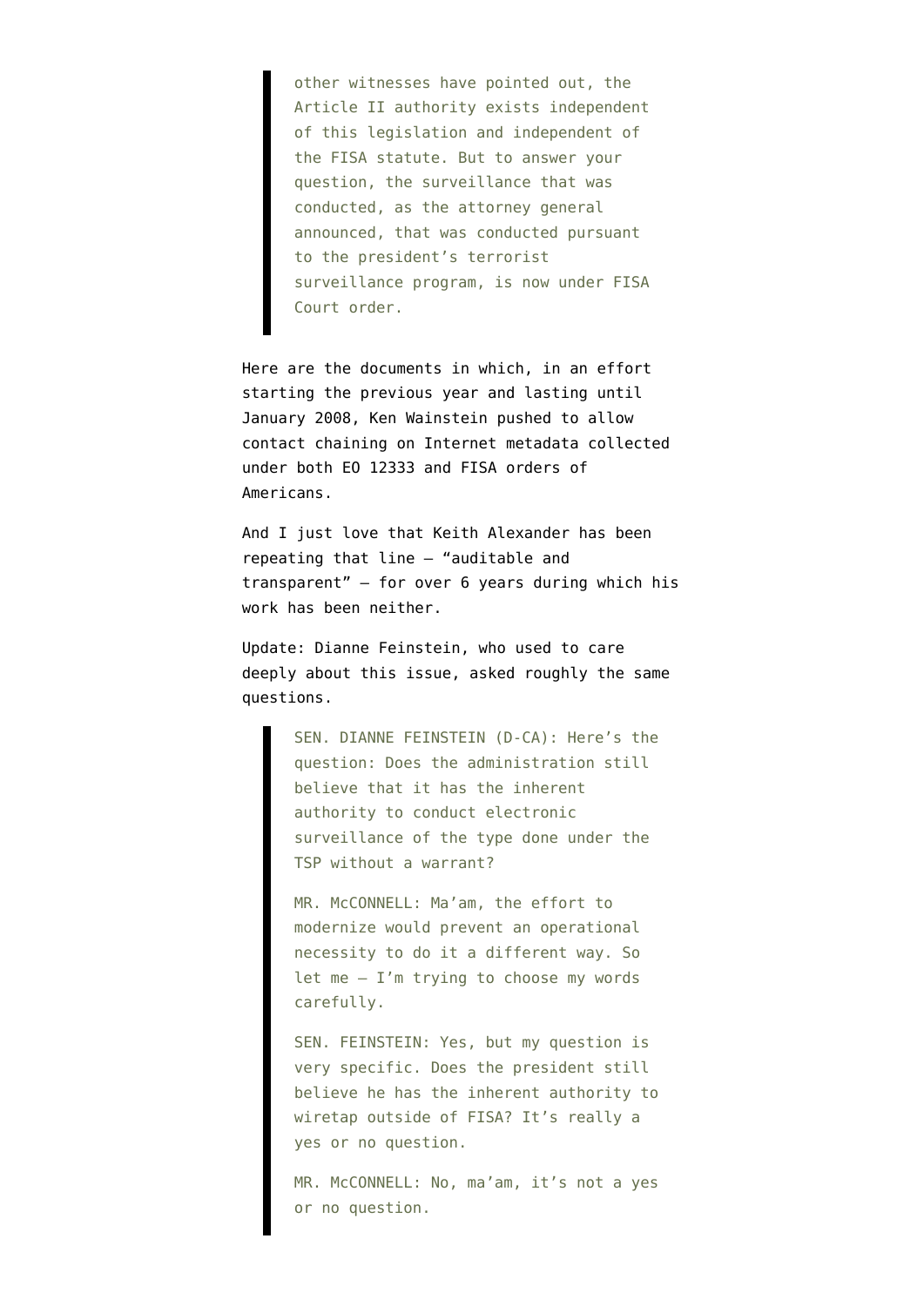> other witnesses have pointed out, the Article II authority exists independent of this legislation and independent of the FISA statute. But to answer your question, the surveillance that was conducted, as the attorney general announced, that was conducted pursuant to the president's terrorist surveillance program, is now under FISA Court order.

Here are the documents in which, in an effort starting the previous year and lasting until January 2008, Ken Wainstein pushed to allow contact chaining on Internet metadata collected under both EO 12333 and FISA orders of Americans.

And I just love that Keith Alexander has been repeating that line — "auditable and transparent" — for over 6 years during which his work has been neither.

Update: Dianne Feinstein, who used to care deeply about this issue, asked roughly the same questions.

> SEN. DIANNE FEINSTEIN (D-CA): Here's the question: Does the administration still believe that it has the inherent authority to conduct electronic surveillance of the type done under the TSP without a warrant?
>
> MR. McCONNELL: Ma'am, the effort to modernize would prevent an operational necessity to do it a different way. So let me — I'm trying to choose my words carefully.
>
> SEN. FEINSTEIN: Yes, but my question is very specific. Does the president still believe he has the inherent authority to wiretap outside of FISA? It's really a yes or no question.
>
> MR. McCONNELL: No, ma'am, it's not a yes or no question.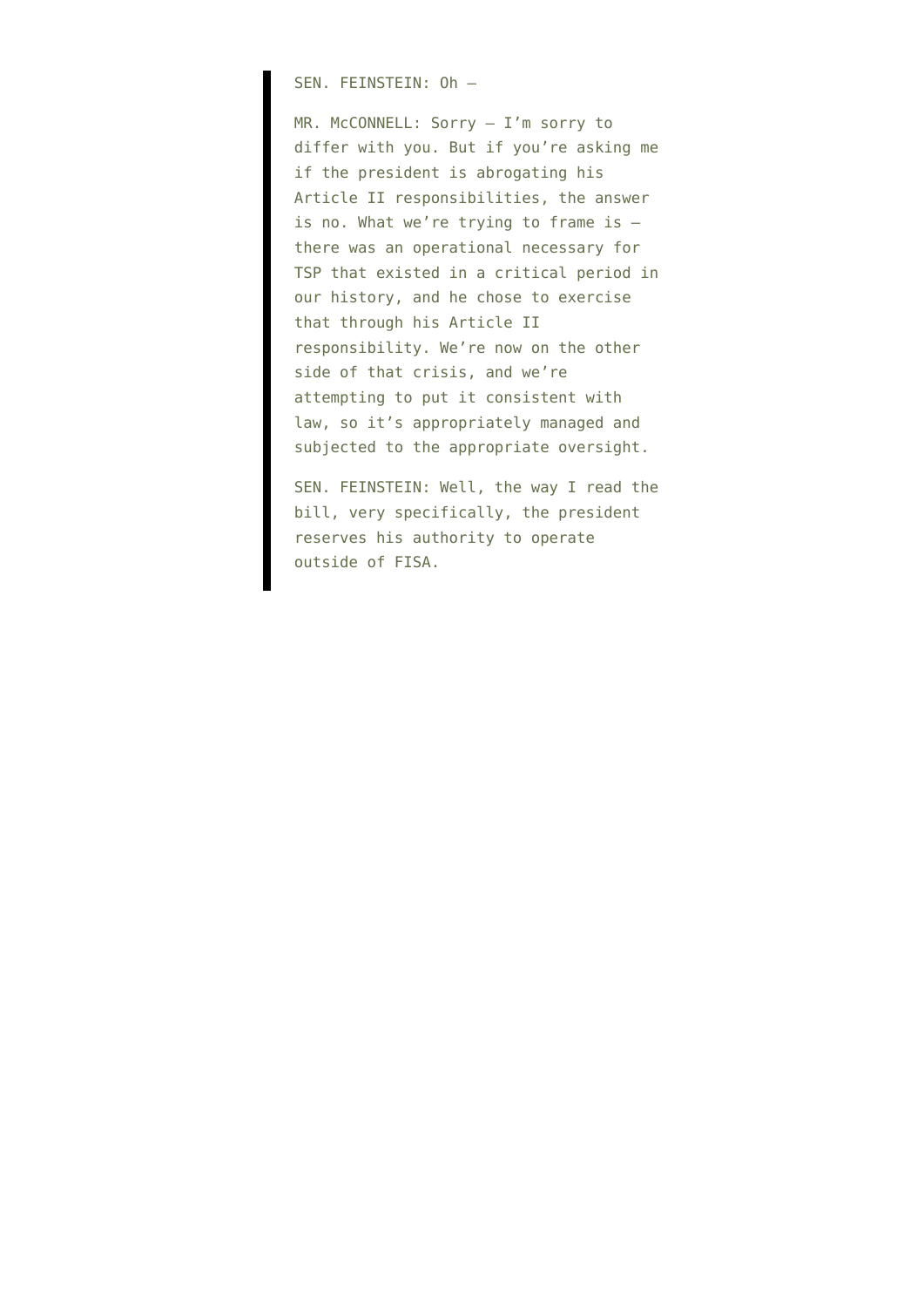> SEN. FEINSTEIN: Oh –
>
> MR. McCONNELL: Sorry – I'm sorry to differ with you. But if you're asking me if the president is abrogating his Article II responsibilities, the answer is no. What we're trying to frame is – there was an operational necessary for TSP that existed in a critical period in our history, and he chose to exercise that through his Article II responsibility. We're now on the other side of that crisis, and we're attempting to put it consistent with law, so it's appropriately managed and subjected to the appropriate oversight.
>
> SEN. FEINSTEIN: Well, the way I read the bill, very specifically, the president reserves his authority to operate outside of FISA.